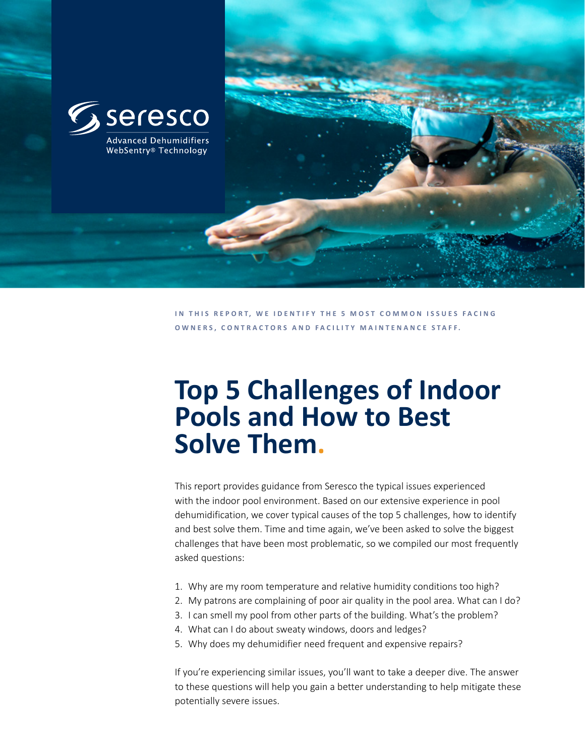seresco

Advanced Dehumidifiers
WebSentry® Technology

IN THIS REPORT, WE IDENTIFY THE 5 MOST COMMON ISSUES FACING OWNERS, CONTRACTORS AND FACILITY MAINTENANCE STAFF.

# Top 5 Challenges of Indoor Pools and How to Best Solve Them.

This report provides guidance from Seresco the typical issues experienced with the indoor pool environment. Based on our extensive experience in pool dehumidification, we cover typical causes of the top 5 challenges, how to identify and best solve them. Time and time again, we've been asked to solve the biggest challenges that have been most problematic, so we compiled our most frequently asked questions:

1. Why are my room temperature and relative humidity conditions too high?
2. My patrons are complaining of poor air quality in the pool area. What can I do?
3. I can smell my pool from other parts of the building. What's the problem?
4. What can I do about sweaty windows, doors and ledges?
5. Why does my dehumidifier need frequent and expensive repairs?

If you're experiencing similar issues, you'll want to take a deeper dive. The answer to these questions will help you gain a better understanding to help mitigate these potentially severe issues.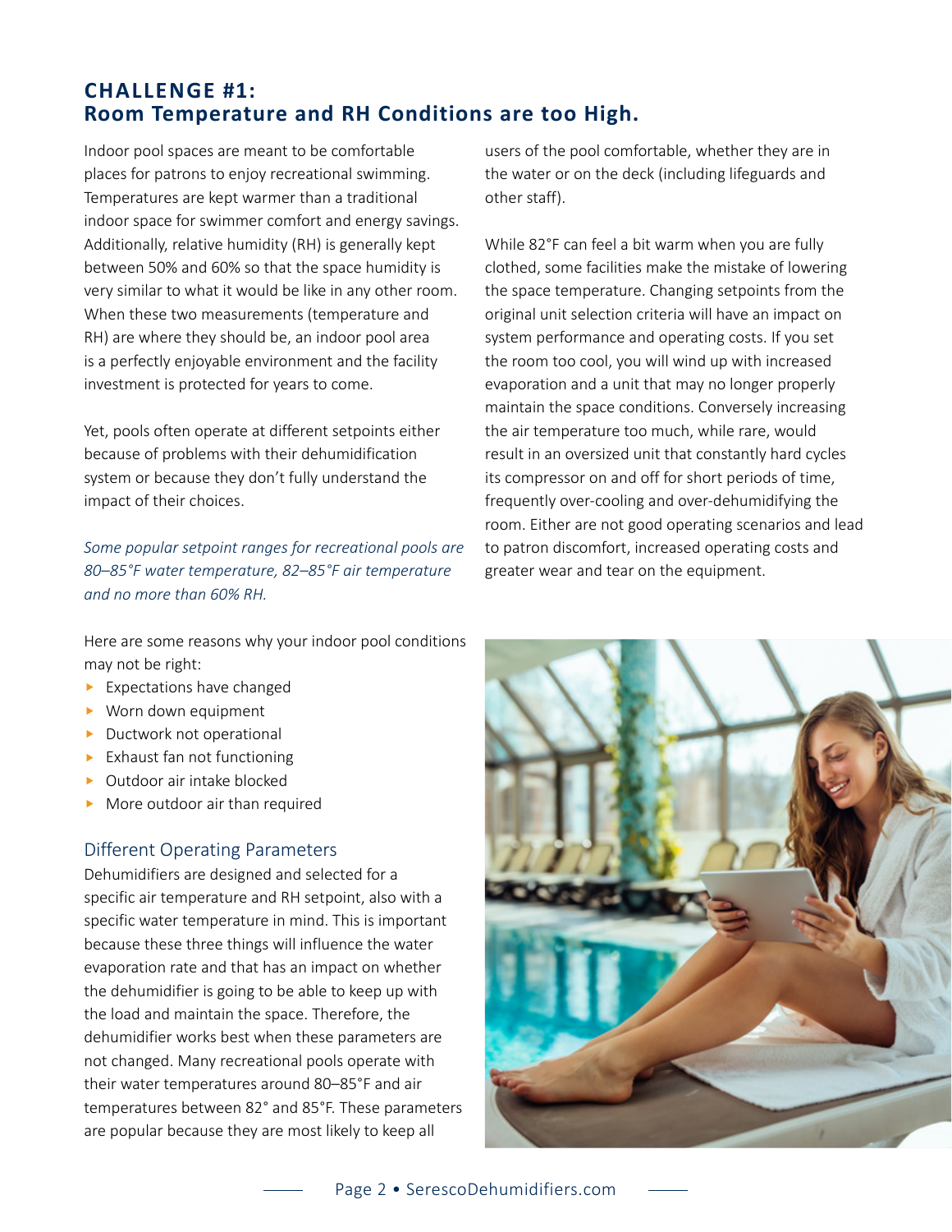## CHALLENGE #1:
## Room Temperature and RH Conditions are too High.

Indoor pool spaces are meant to be comfortable places for patrons to enjoy recreational swimming. Temperatures are kept warmer than a traditional indoor space for swimmer comfort and energy savings. Additionally, relative humidity (RH) is generally kept between 50% and 60% so that the space humidity is very similar to what it would be like in any other room. When these two measurements (temperature and RH) are where they should be, an indoor pool area is a perfectly enjoyable environment and the facility investment is protected for years to come.

Yet, pools often operate at different setpoints either because of problems with their dehumidification system or because they don't fully understand the impact of their choices.

*Some popular setpoint ranges for recreational pools are 80–85°F water temperature, 82–85°F air temperature and no more than 60% RH.*

Here are some reasons why your indoor pool conditions may not be right:

- Expectations have changed
- Worn down equipment
- Ductwork not operational
- Exhaust fan not functioning
- Outdoor air intake blocked
- More outdoor air than required

### Different Operating Parameters

Dehumidifiers are designed and selected for a specific air temperature and RH setpoint, also with a specific water temperature in mind. This is important because these three things will influence the water evaporation rate and that has an impact on whether the dehumidifier is going to be able to keep up with the load and maintain the space. Therefore, the dehumidifier works best when these parameters are not changed. Many recreational pools operate with their water temperatures around 80–85°F and air temperatures between 82° and 85°F. These parameters are popular because they are most likely to keep all users of the pool comfortable, whether they are in the water or on the deck (including lifeguards and other staff).

While 82°F can feel a bit warm when you are fully clothed, some facilities make the mistake of lowering the space temperature. Changing setpoints from the original unit selection criteria will have an impact on system performance and operating costs. If you set the room too cool, you will wind up with increased evaporation and a unit that may no longer properly maintain the space conditions. Conversely increasing the air temperature too much, while rare, would result in an oversized unit that constantly hard cycles its compressor on and off for short periods of time, frequently over-cooling and over-dehumidifying the room. Either are not good operating scenarios and lead to patron discomfort, increased operating costs and greater wear and tear on the equipment.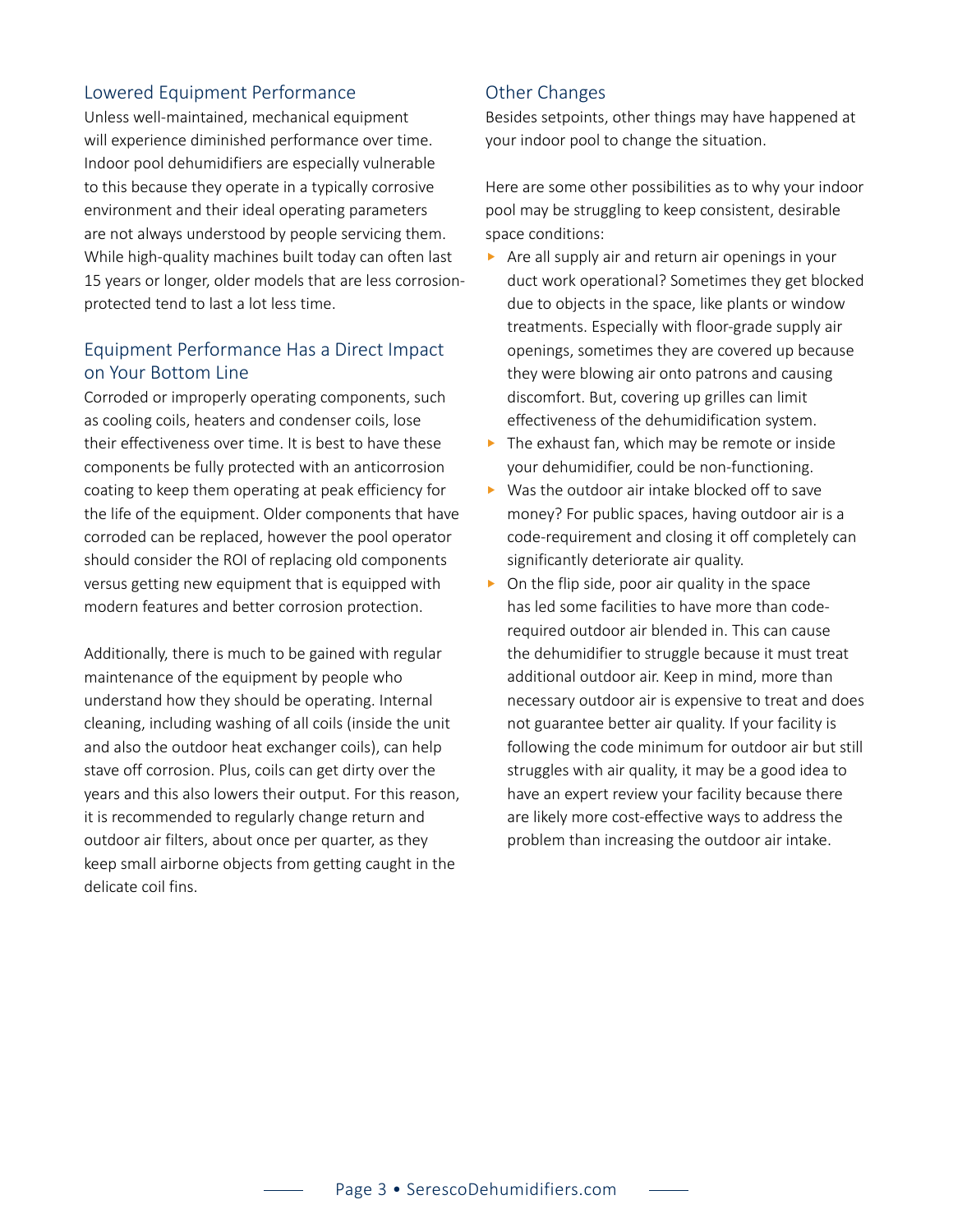## Lowered Equipment Performance

Unless well-maintained, mechanical equipment will experience diminished performance over time. Indoor pool dehumidifiers are especially vulnerable to this because they operate in a typically corrosive environment and their ideal operating parameters are not always understood by people servicing them. While high-quality machines built today can often last 15 years or longer, older models that are less corrosion-protected tend to last a lot less time.

## Equipment Performance Has a Direct Impact on Your Bottom Line

Corroded or improperly operating components, such as cooling coils, heaters and condenser coils, lose their effectiveness over time. It is best to have these components be fully protected with an anticorrosion coating to keep them operating at peak efficiency for the life of the equipment. Older components that have corroded can be replaced, however the pool operator should consider the ROI of replacing old components versus getting new equipment that is equipped with modern features and better corrosion protection.

Additionally, there is much to be gained with regular maintenance of the equipment by people who understand how they should be operating. Internal cleaning, including washing of all coils (inside the unit and also the outdoor heat exchanger coils), can help stave off corrosion. Plus, coils can get dirty over the years and this also lowers their output. For this reason, it is recommended to regularly change return and outdoor air filters, about once per quarter, as they keep small airborne objects from getting caught in the delicate coil fins.

## Other Changes

Besides setpoints, other things may have happened at your indoor pool to change the situation.

Here are some other possibilities as to why your indoor pool may be struggling to keep consistent, desirable space conditions:

- Are all supply air and return air openings in your duct work operational? Sometimes they get blocked due to objects in the space, like plants or window treatments. Especially with floor-grade supply air openings, sometimes they are covered up because they were blowing air onto patrons and causing discomfort. But, covering up grilles can limit effectiveness of the dehumidification system.
- The exhaust fan, which may be remote or inside your dehumidifier, could be non-functioning.
- Was the outdoor air intake blocked off to save money? For public spaces, having outdoor air is a code-requirement and closing it off completely can significantly deteriorate air quality.
- On the flip side, poor air quality in the space has led some facilities to have more than code-required outdoor air blended in. This can cause the dehumidifier to struggle because it must treat additional outdoor air. Keep in mind, more than necessary outdoor air is expensive to treat and does not guarantee better air quality. If your facility is following the code minimum for outdoor air but still struggles with air quality, it may be a good idea to have an expert review your facility because there are likely more cost-effective ways to address the problem than increasing the outdoor air intake.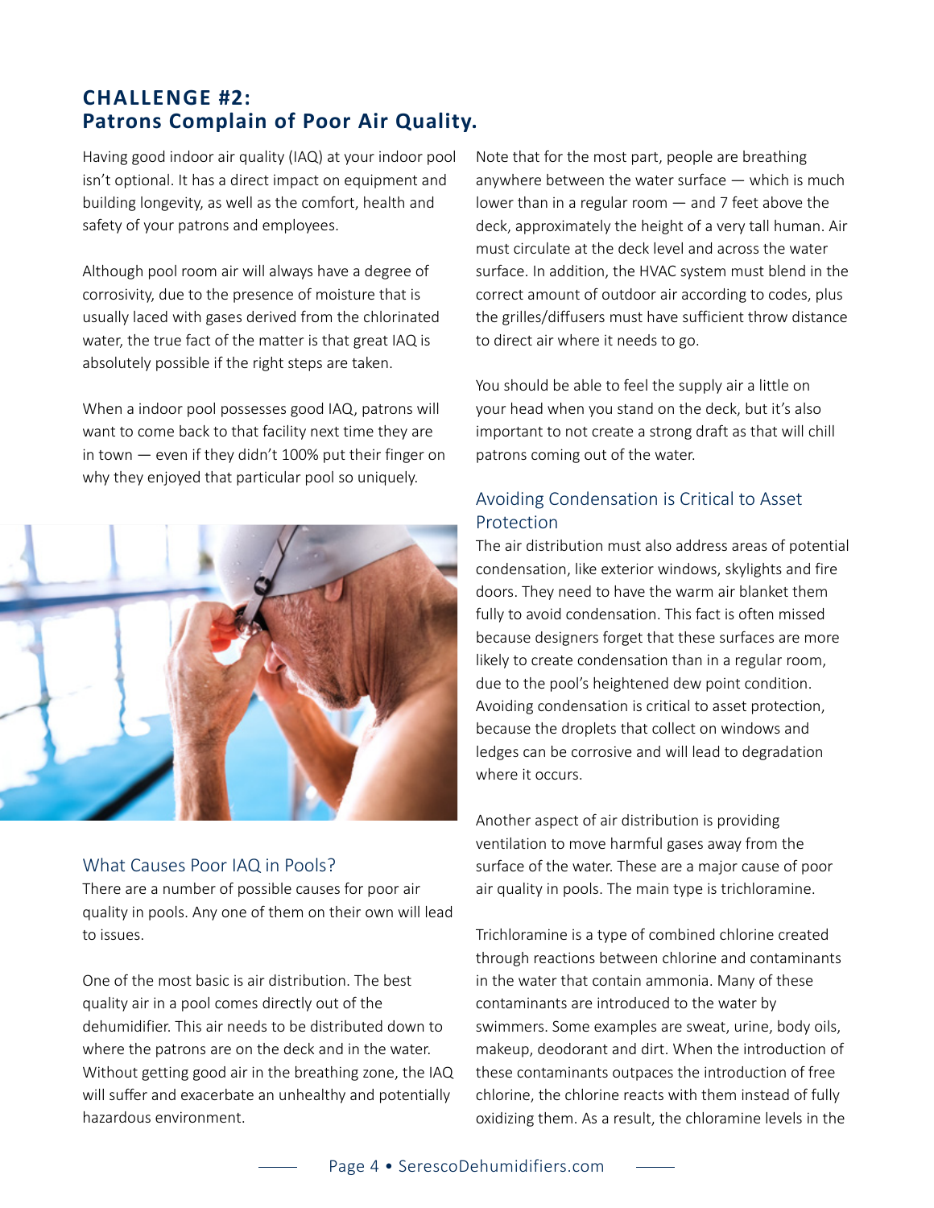## CHALLENGE #2: Patrons Complain of Poor Air Quality.

Having good indoor air quality (IAQ) at your indoor pool isn't optional. It has a direct impact on equipment and building longevity, as well as the comfort, health and safety of your patrons and employees.

Although pool room air will always have a degree of corrosivity, due to the presence of moisture that is usually laced with gases derived from the chlorinated water, the true fact of the matter is that great IAQ is absolutely possible if the right steps are taken.

When a indoor pool possesses good IAQ, patrons will want to come back to that facility next time they are in town — even if they didn't 100% put their finger on why they enjoyed that particular pool so uniquely.

### What Causes Poor IAQ in Pools?

There are a number of possible causes for poor air quality in pools. Any one of them on their own will lead to issues.

One of the most basic is air distribution. The best quality air in a pool comes directly out of the dehumidifier. This air needs to be distributed down to where the patrons are on the deck and in the water. Without getting good air in the breathing zone, the IAQ will suffer and exacerbate an unhealthy and potentially hazardous environment.

Note that for the most part, people are breathing anywhere between the water surface — which is much lower than in a regular room — and 7 feet above the deck, approximately the height of a very tall human. Air must circulate at the deck level and across the water surface. In addition, the HVAC system must blend in the correct amount of outdoor air according to codes, plus the grilles/diffusers must have sufficient throw distance to direct air where it needs to go.

You should be able to feel the supply air a little on your head when you stand on the deck, but it's also important to not create a strong draft as that will chill patrons coming out of the water.

### Avoiding Condensation is Critical to Asset Protection

The air distribution must also address areas of potential condensation, like exterior windows, skylights and fire doors. They need to have the warm air blanket them fully to avoid condensation. This fact is often missed because designers forget that these surfaces are more likely to create condensation than in a regular room, due to the pool's heightened dew point condition. Avoiding condensation is critical to asset protection, because the droplets that collect on windows and ledges can be corrosive and will lead to degradation where it occurs.

Another aspect of air distribution is providing ventilation to move harmful gases away from the surface of the water. These are a major cause of poor air quality in pools. The main type is trichloramine.

Trichloramine is a type of combined chlorine created through reactions between chlorine and contaminants in the water that contain ammonia. Many of these contaminants are introduced to the water by swimmers. Some examples are sweat, urine, body oils, makeup, deodorant and dirt. When the introduction of these contaminants outpaces the introduction of free chlorine, the chlorine reacts with them instead of fully oxidizing them. As a result, the chloramine levels in the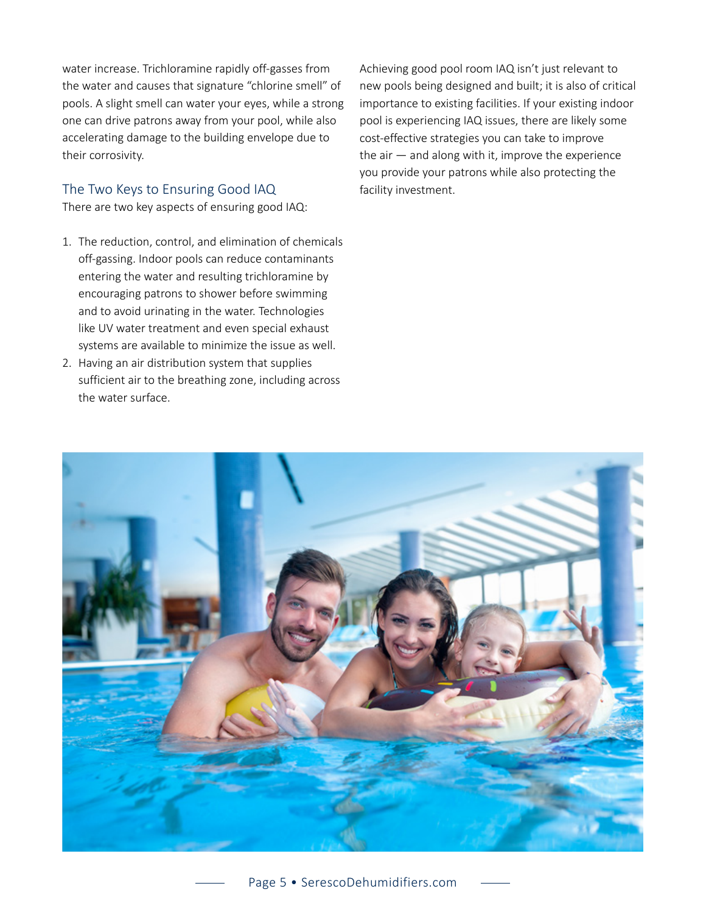water increase. Trichloramine rapidly off-gasses from the water and causes that signature "chlorine smell" of pools. A slight smell can water your eyes, while a strong one can drive patrons away from your pool, while also accelerating damage to the building envelope due to their corrosivity.

## The Two Keys to Ensuring Good IAQ

There are two key aspects of ensuring good IAQ:

1. The reduction, control, and elimination of chemicals off-gassing. Indoor pools can reduce contaminants entering the water and resulting trichloramine by encouraging patrons to shower before swimming and to avoid urinating in the water. Technologies like UV water treatment and even special exhaust systems are available to minimize the issue as well.
2. Having an air distribution system that supplies sufficient air to the breathing zone, including across the water surface.

Achieving good pool room IAQ isn't just relevant to new pools being designed and built; it is also of critical importance to existing facilities. If your existing indoor pool is experiencing IAQ issues, there are likely some cost-effective strategies you can take to improve the air — and along with it, improve the experience you provide your patrons while also protecting the facility investment.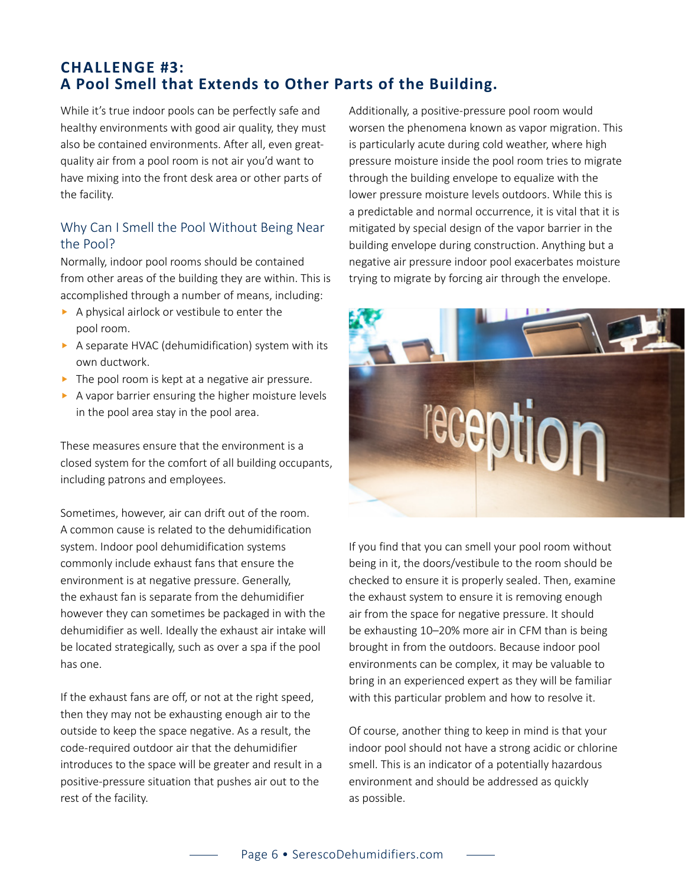## CHALLENGE #3:
## A Pool Smell that Extends to Other Parts of the Building.

While it's true indoor pools can be perfectly safe and healthy environments with good air quality, they must also be contained environments. After all, even great-quality air from a pool room is not air you'd want to have mixing into the front desk area or other parts of the facility.

### Why Can I Smell the Pool Without Being Near the Pool?

Normally, indoor pool rooms should be contained from other areas of the building they are within. This is accomplished through a number of means, including:

- A physical airlock or vestibule to enter the pool room.
- A separate HVAC (dehumidification) system with its own ductwork.
- The pool room is kept at a negative air pressure.
- A vapor barrier ensuring the higher moisture levels in the pool area stay in the pool area.

These measures ensure that the environment is a closed system for the comfort of all building occupants, including patrons and employees.

Sometimes, however, air can drift out of the room. A common cause is related to the dehumidification system. Indoor pool dehumidification systems commonly include exhaust fans that ensure the environment is at negative pressure. Generally, the exhaust fan is separate from the dehumidifier however they can sometimes be packaged in with the dehumidifier as well. Ideally the exhaust air intake will be located strategically, such as over a spa if the pool has one.

If the exhaust fans are off, or not at the right speed, then they may not be exhausting enough air to the outside to keep the space negative. As a result, the code-required outdoor air that the dehumidifier introduces to the space will be greater and result in a positive-pressure situation that pushes air out to the rest of the facility.

Additionally, a positive-pressure pool room would worsen the phenomena known as vapor migration. This is particularly acute during cold weather, where high pressure moisture inside the pool room tries to migrate through the building envelope to equalize with the lower pressure moisture levels outdoors. While this is a predictable and normal occurrence, it is vital that it is mitigated by special design of the vapor barrier in the building envelope during construction. Anything but a negative air pressure indoor pool exacerbates moisture trying to migrate by forcing air through the envelope.

If you find that you can smell your pool room without being in it, the doors/vestibule to the room should be checked to ensure it is properly sealed. Then, examine the exhaust system to ensure it is removing enough air from the space for negative pressure. It should be exhausting 10–20% more air in CFM than is being brought in from the outdoors. Because indoor pool environments can be complex, it may be valuable to bring in an experienced expert as they will be familiar with this particular problem and how to resolve it.

Of course, another thing to keep in mind is that your indoor pool should not have a strong acidic or chlorine smell. This is an indicator of a potentially hazardous environment and should be addressed as quickly as possible.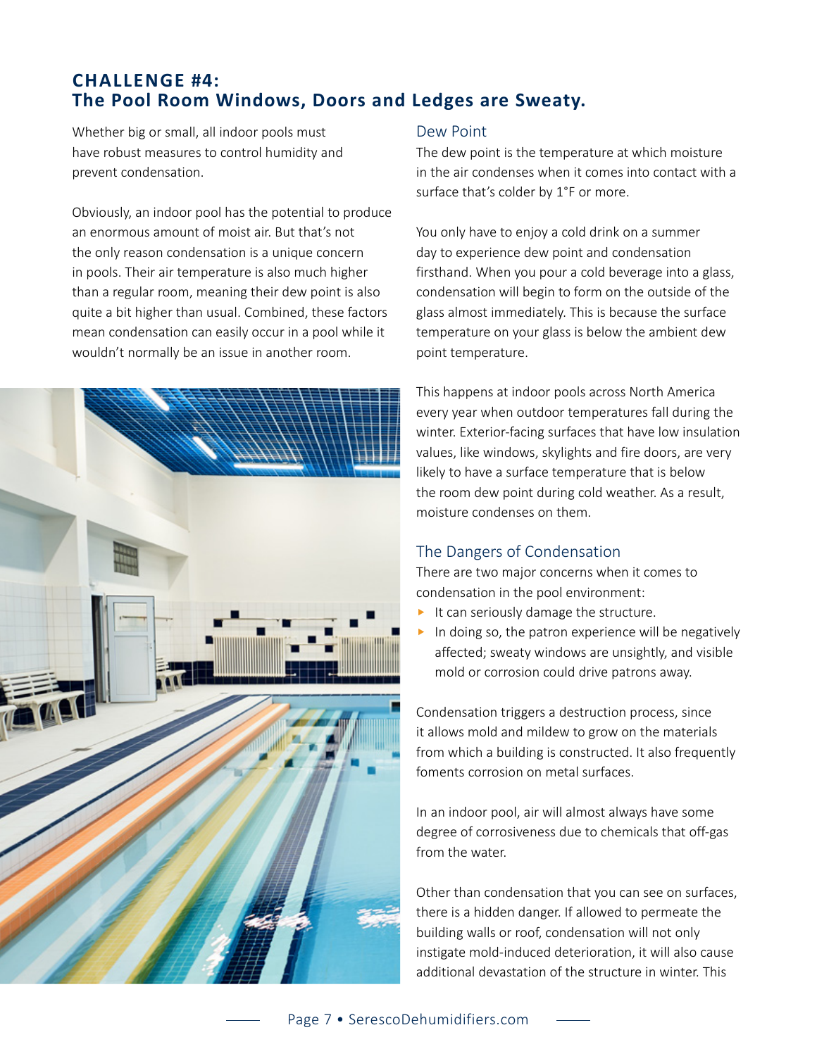## CHALLENGE #4:
## The Pool Room Windows, Doors and Ledges are Sweaty.

Whether big or small, all indoor pools must have robust measures to control humidity and prevent condensation.

Obviously, an indoor pool has the potential to produce an enormous amount of moist air. But that's not the only reason condensation is a unique concern in pools. Their air temperature is also much higher than a regular room, meaning their dew point is also quite a bit higher than usual. Combined, these factors mean condensation can easily occur in a pool while it wouldn't normally be an issue in another room.

### Dew Point

The dew point is the temperature at which moisture in the air condenses when it comes into contact with a surface that's colder by 1°F or more.

You only have to enjoy a cold drink on a summer day to experience dew point and condensation firsthand. When you pour a cold beverage into a glass, condensation will begin to form on the outside of the glass almost immediately. This is because the surface temperature on your glass is below the ambient dew point temperature.

This happens at indoor pools across North America every year when outdoor temperatures fall during the winter. Exterior-facing surfaces that have low insulation values, like windows, skylights and fire doors, are very likely to have a surface temperature that is below the room dew point during cold weather. As a result, moisture condenses on them.

### The Dangers of Condensation

There are two major concerns when it comes to condensation in the pool environment:

- It can seriously damage the structure.
- In doing so, the patron experience will be negatively affected; sweaty windows are unsightly, and visible mold or corrosion could drive patrons away.

Condensation triggers a destruction process, since it allows mold and mildew to grow on the materials from which a building is constructed. It also frequently foments corrosion on metal surfaces.

In an indoor pool, air will almost always have some degree of corrosiveness due to chemicals that off-gas from the water.

Other than condensation that you can see on surfaces, there is a hidden danger. If allowed to permeate the building walls or roof, condensation will not only instigate mold-induced deterioration, it will also cause additional devastation of the structure in winter. This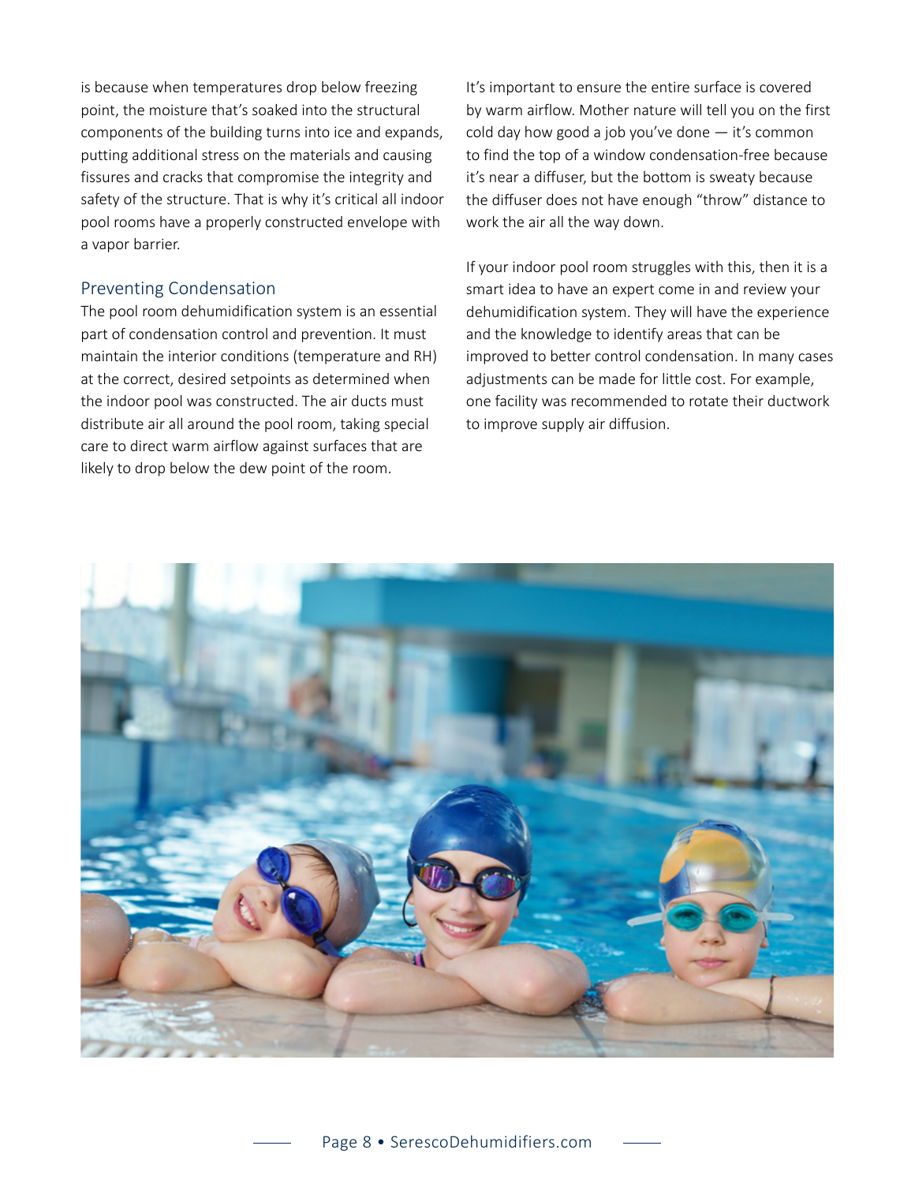is because when temperatures drop below freezing point, the moisture that's soaked into the structural components of the building turns into ice and expands, putting additional stress on the materials and causing fissures and cracks that compromise the integrity and safety of the structure. That is why it's critical all indoor pool rooms have a properly constructed envelope with a vapor barrier.

## Preventing Condensation

The pool room dehumidification system is an essential part of condensation control and prevention. It must maintain the interior conditions (temperature and RH) at the correct, desired setpoints as determined when the indoor pool was constructed. The air ducts must distribute air all around the pool room, taking special care to direct warm airflow against surfaces that are likely to drop below the dew point of the room.

It's important to ensure the entire surface is covered by warm airflow. Mother nature will tell you on the first cold day how good a job you've done — it's common to find the top of a window condensation-free because it's near a diffuser, but the bottom is sweaty because the diffuser does not have enough "throw" distance to work the air all the way down.

If your indoor pool room struggles with this, then it is a smart idea to have an expert come in and review your dehumidification system. They will have the experience and the knowledge to identify areas that can be improved to better control condensation. In many cases adjustments can be made for little cost. For example, one facility was recommended to rotate their ductwork to improve supply air diffusion.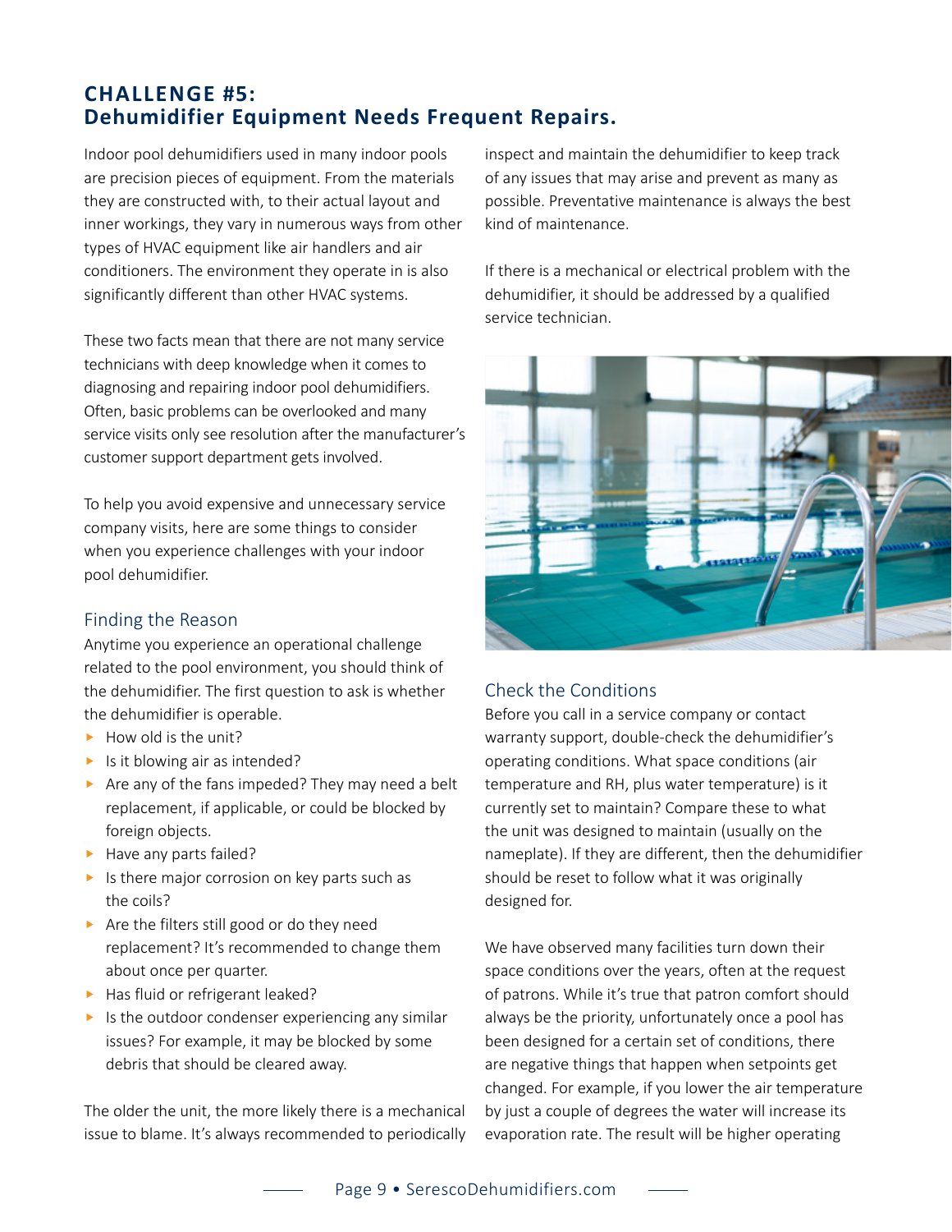## CHALLENGE #5: Dehumidifier Equipment Needs Frequent Repairs.

Indoor pool dehumidifiers used in many indoor pools are precision pieces of equipment. From the materials they are constructed with, to their actual layout and inner workings, they vary in numerous ways from other types of HVAC equipment like air handlers and air conditioners. The environment they operate in is also significantly different than other HVAC systems.

These two facts mean that there are not many service technicians with deep knowledge when it comes to diagnosing and repairing indoor pool dehumidifiers. Often, basic problems can be overlooked and many service visits only see resolution after the manufacturer's customer support department gets involved.

To help you avoid expensive and unnecessary service company visits, here are some things to consider when you experience challenges with your indoor pool dehumidifier.

### Finding the Reason

Anytime you experience an operational challenge related to the pool environment, you should think of the dehumidifier. The first question to ask is whether the dehumidifier is operable.

- How old is the unit?
- Is it blowing air as intended?
- Are any of the fans impeded? They may need a belt replacement, if applicable, or could be blocked by foreign objects.
- Have any parts failed?
- Is there major corrosion on key parts such as the coils?
- Are the filters still good or do they need replacement? It's recommended to change them about once per quarter.
- Has fluid or refrigerant leaked?
- Is the outdoor condenser experiencing any similar issues? For example, it may be blocked by some debris that should be cleared away.

The older the unit, the more likely there is a mechanical issue to blame. It's always recommended to periodically inspect and maintain the dehumidifier to keep track of any issues that may arise and prevent as many as possible. Preventative maintenance is always the best kind of maintenance.

If there is a mechanical or electrical problem with the dehumidifier, it should be addressed by a qualified service technician.

### Check the Conditions

Before you call in a service company or contact warranty support, double-check the dehumidifier's operating conditions. What space conditions (air temperature and RH, plus water temperature) is it currently set to maintain? Compare these to what the unit was designed to maintain (usually on the nameplate). If they are different, then the dehumidifier should be reset to follow what it was originally designed for.

We have observed many facilities turn down their space conditions over the years, often at the request of patrons. While it's true that patron comfort should always be the priority, unfortunately once a pool has been designed for a certain set of conditions, there are negative things that happen when setpoints get changed. For example, if you lower the air temperature by just a couple of degrees the water will increase its evaporation rate. The result will be higher operating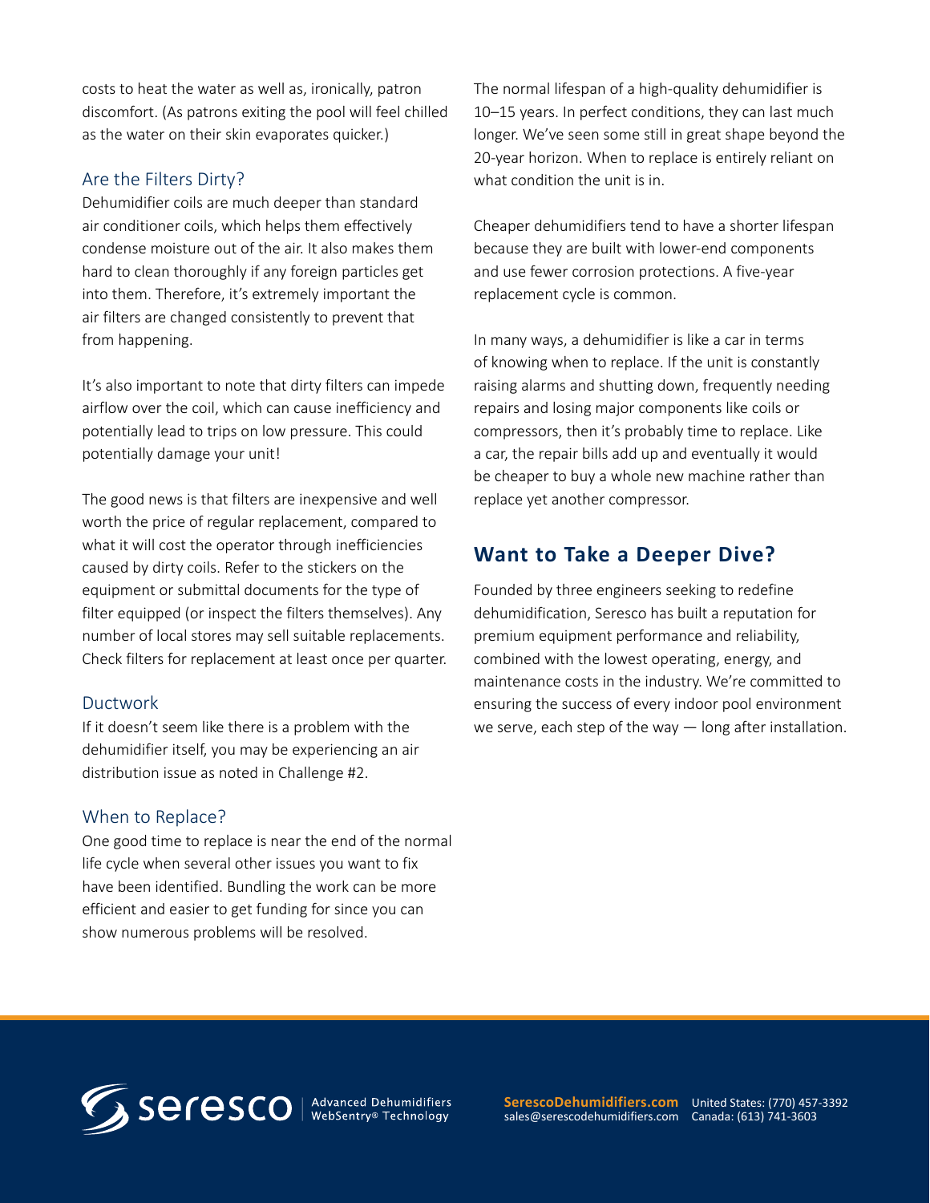costs to heat the water as well as, ironically, patron discomfort. (As patrons exiting the pool will feel chilled as the water on their skin evaporates quicker.)

### Are the Filters Dirty?

Dehumidifier coils are much deeper than standard air conditioner coils, which helps them effectively condense moisture out of the air. It also makes them hard to clean thoroughly if any foreign particles get into them. Therefore, it's extremely important the air filters are changed consistently to prevent that from happening.

It's also important to note that dirty filters can impede airflow over the coil, which can cause inefficiency and potentially lead to trips on low pressure. This could potentially damage your unit!

The good news is that filters are inexpensive and well worth the price of regular replacement, compared to what it will cost the operator through inefficiencies caused by dirty coils. Refer to the stickers on the equipment or submittal documents for the type of filter equipped (or inspect the filters themselves). Any number of local stores may sell suitable replacements. Check filters for replacement at least once per quarter.

### Ductwork

If it doesn't seem like there is a problem with the dehumidifier itself, you may be experiencing an air distribution issue as noted in Challenge #2.

### When to Replace?

One good time to replace is near the end of the normal life cycle when several other issues you want to fix have been identified. Bundling the work can be more efficient and easier to get funding for since you can show numerous problems will be resolved.

The normal lifespan of a high-quality dehumidifier is 10–15 years. In perfect conditions, they can last much longer. We've seen some still in great shape beyond the 20-year horizon. When to replace is entirely reliant on what condition the unit is in.

Cheaper dehumidifiers tend to have a shorter lifespan because they are built with lower-end components and use fewer corrosion protections. A five-year replacement cycle is common.

In many ways, a dehumidifier is like a car in terms of knowing when to replace. If the unit is constantly raising alarms and shutting down, frequently needing repairs and losing major components like coils or compressors, then it's probably time to replace. Like a car, the repair bills add up and eventually it would be cheaper to buy a whole new machine rather than replace yet another compressor.

## Want to Take a Deeper Dive?

Founded by three engineers seeking to redefine dehumidification, Seresco has built a reputation for premium equipment performance and reliability, combined with the lowest operating, energy, and maintenance costs in the industry. We're committed to ensuring the success of every indoor pool environment we serve, each step of the way — long after installation.

seresco | Advanced Dehumidifiers WebSentry® Technology

**SerescoDehumidifiers.com**
sales@serescodehumidifiers.com

United States: (770) 457-3392
Canada: (613) 741-3603